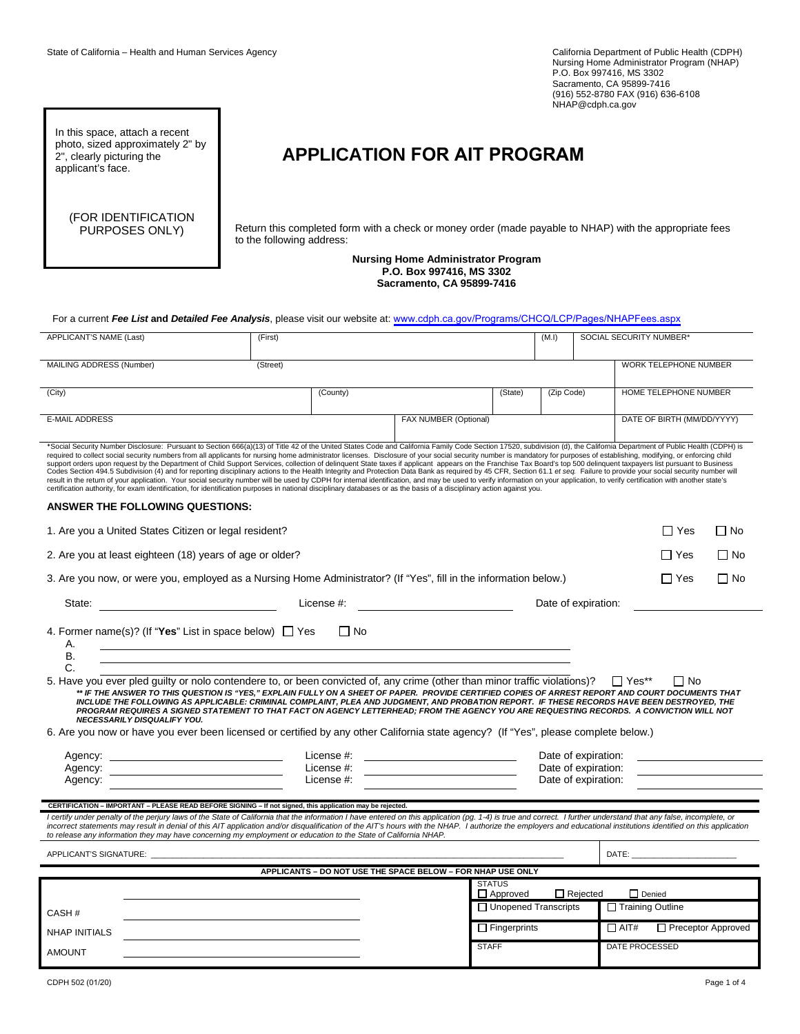State of California – Health and Human Services Agency

California Department of Public Health (CDPH)
Nursing Home Administrator Program (NHAP)
P.O. Box 997416, MS 3302
Sacramento, CA 95899-7416
(916) 552-8780 FAX (916) 636-6108
NHAP@cdph.ca.gov

In this space, attach a recent photo, sized approximately 2" by 2", clearly picturing the applicant's face.

(FOR IDENTIFICATION PURPOSES ONLY)

# APPLICATION FOR AIT PROGRAM

Return this completed form with a check or money order (made payable to NHAP) with the appropriate fees to the following address:

**Nursing Home Administrator Program**
**P.O. Box 997416, MS 3302**
**Sacramento, CA 95899-7416**

For a current ***Fee List*** **and** ***Detailed Fee Analysis***, please visit our website at: www.cdph.ca.gov/Programs/CHCQ/LCP/Pages/NHAPFees.aspx

| | | | | | | |
|---|---|---|---|---|---|---|
| APPLICANT'S NAME (Last) | (First) | | | (M.I) | SOCIAL SECURITY NUMBER* | |
| MAILING ADDRESS (Number) | (Street) | | | | | WORK TELEPHONE NUMBER |
| (City) | (County) | | (State) | (Zip Code) | | HOME TELEPHONE NUMBER |
| E-MAIL ADDRESS | | FAX NUMBER (Optional) | | | | DATE OF BIRTH (MM/DD/YYYY) |

*Social Security Number Disclosure: Pursuant to Section 666(a)(13) of Title 42 of the United States Code and California Family Code Section 17520, subdivision (d), the California Department of Public Health (CDPH) is required to collect social security numbers from all applicants for nursing home administrator licenses. Disclosure of your social security number is mandatory for purposes of establishing, modifying, or enforcing child support orders upon request by the Department of Child Support Services, collection of delinquent State taxes if applicant appears on the Franchise Tax Board's top 500 delinquent taxpayers list pursuant to Business Codes Section 494.5 Subdivision (4) and for reporting disciplinary actions to the Health Integrity and Protection Data Bank as required by 45 CFR, Section 61.1 *et seq.* Failure to provide your social security number will result in the return of your application. Your social security number will be used by CDPH for internal identification, and may be used to verify information on your application, to verify certification with another state's certification authority, for exam identification, for identification purposes in national disciplinary databases or as the basis of a disciplinary action against you.

## ANSWER THE FOLLOWING QUESTIONS:

1. Are you a United States Citizen or legal resident? ☐ Yes ☐ No

2. Are you at least eighteen (18) years of age or older? ☐ Yes ☐ No

3. Are you now, or were you, employed as a Nursing Home Administrator? (If "Yes", fill in the information below.) ☐ Yes ☐ No

   State: ______________ License #: ______________ Date of expiration: ______________

4. Former name(s)? (If "**Yes**" List in space below) ☐ Yes ☐ No

   A. ______________
   B. ______________
   C. ______________

5. Have you ever pled guilty or nolo contendere to, or been convicted of, any crime (other than minor traffic violations)? ☐ Yes** ☐ No

   ***\*\* IF THE ANSWER TO THIS QUESTION IS "YES," EXPLAIN FULLY ON A SHEET OF PAPER. PROVIDE CERTIFIED COPIES OF ARREST REPORT AND COURT DOCUMENTS THAT INCLUDE THE FOLLOWING AS APPLICABLE: CRIMINAL COMPLAINT, PLEA AND JUDGMENT, AND PROBATION REPORT. IF THESE RECORDS HAVE BEEN DESTROYED, THE PROGRAM REQUIRES A SIGNED STATEMENT TO THAT FACT ON AGENCY LETTERHEAD; FROM THE AGENCY YOU ARE REQUESTING RECORDS. A CONVICTION WILL NOT NECESSARILY DISQUALIFY YOU.***

6. Are you now or have you ever been licensed or certified by any other California state agency? (If "Yes", please complete below.)

   Agency: ______________ License #: ______________ Date of expiration: ______________
   Agency: ______________ License #: ______________ Date of expiration: ______________
   Agency: ______________ License #: ______________ Date of expiration: ______________

**CERTIFICATION – IMPORTANT – PLEASE READ BEFORE SIGNING – If not signed, this application may be rejected.**

*I certify under penalty of the perjury laws of the State of California that the information I have entered on this application (pg. 1-4) is true and correct. I further understand that any false, incomplete, or incorrect statements may result in denial of this AIT application and/or disqualification of the AIT's hours with the NHAP. I authorize the employers and educational institutions identified on this application to release any information they may have concerning my employment or education to the State of California NHAP.*

APPLICANT'S SIGNATURE: ______________________________ DATE: ______________

**APPLICANTS – DO NOT USE THE SPACE BELOW – FOR NHAP USE ONLY**

| | | | |
|---|---|---|---|
| | | STATUS ☐ Approved ☐ Rejected | ☐ Denied |
| CASH # | | ☐ Unopened Transcripts | ☐ Training Outline |
| NHAP INITIALS | | ☐ Fingerprints | ☐ AIT# ☐ Preceptor Approved |
| AMOUNT | | STAFF | DATE PROCESSED |

CDPH 502 (01/20)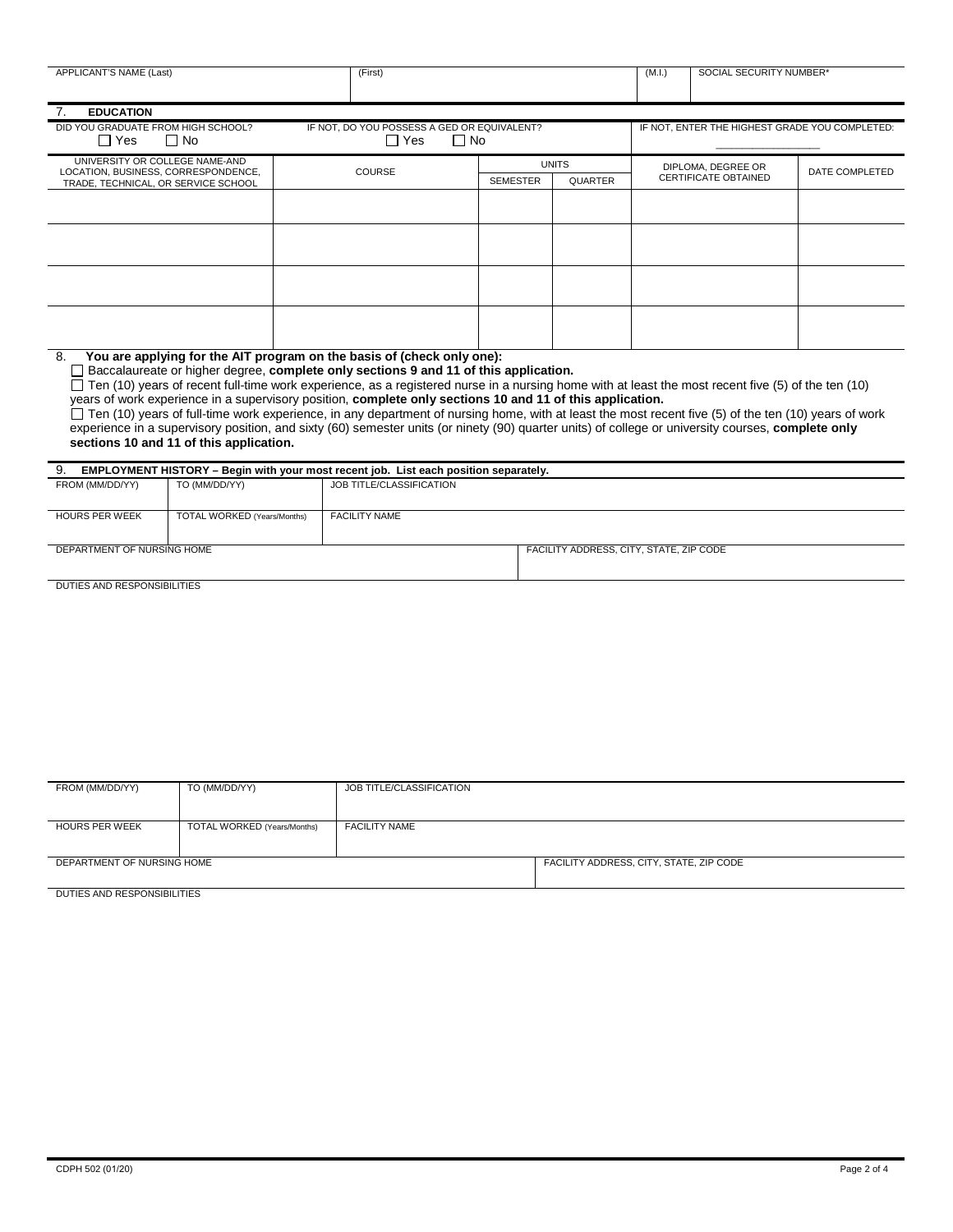| APPLICANT'S NAME (Last) | (First) | (M.I.) | SOCIAL SECURITY NUMBER* |
|---|---|---|---|
| | | | |

## 7. EDUCATION

| DID YOU GRADUATE FROM HIGH SCHOOL? | IF NOT, DO YOU POSSESS A GED OR EQUIVALENT? | IF NOT, ENTER THE HIGHEST GRADE YOU COMPLETED: |
|---|---|---|
| ☐ Yes ☐ No | ☐ Yes ☐ No | ________________ |

| UNIVERSITY OR COLLEGE NAME AND LOCATION, BUSINESS, CORRESPONDENCE, TRADE, TECHNICAL, OR SERVICE SCHOOL | COURSE | UNITS | | DIPLOMA, DEGREE OR CERTIFICATE OBTAINED | DATE COMPLETED |
|---|---|---|---|---|---|
| | | SEMESTER | QUARTER | | |
| | | | | | |
| | | | | | |
| | | | | | |
| | | | | | |

## 8. You are applying for the AIT program on the basis of (check only one):

☐ Baccalaureate or higher degree, **complete only sections 9 and 11 of this application.**

☐ Ten (10) years of recent full-time work experience, as a registered nurse in a nursing home with at least the most recent five (5) of the ten (10) years of work experience in a supervisory position, **complete only sections 10 and 11 of this application.**

☐ Ten (10) years of full-time work experience, in any department of nursing home, with at least the most recent five (5) of the ten (10) years of work experience in a supervisory position, and sixty (60) semester units (or ninety (90) quarter units) of college or university courses, **complete only sections 10 and 11 of this application.**

## 9. EMPLOYMENT HISTORY – Begin with your most recent job. List each position separately.

| FROM (MM/DD/YY) | TO (MM/DD/YY) | JOB TITLE/CLASSIFICATION | |
|---|---|---|---|
| HOURS PER WEEK | TOTAL WORKED (Years/Months) | FACILITY NAME | |
| DEPARTMENT OF NURSING HOME | | | FACILITY ADDRESS, CITY, STATE, ZIP CODE |

DUTIES AND RESPONSIBILITIES

| FROM (MM/DD/YY) | TO (MM/DD/YY) | JOB TITLE/CLASSIFICATION | |
|---|---|---|---|
| HOURS PER WEEK | TOTAL WORKED (Years/Months) | FACILITY NAME | |
| DEPARTMENT OF NURSING HOME | | | FACILITY ADDRESS, CITY, STATE, ZIP CODE |

DUTIES AND RESPONSIBILITIES

CDPH 502 (01/20)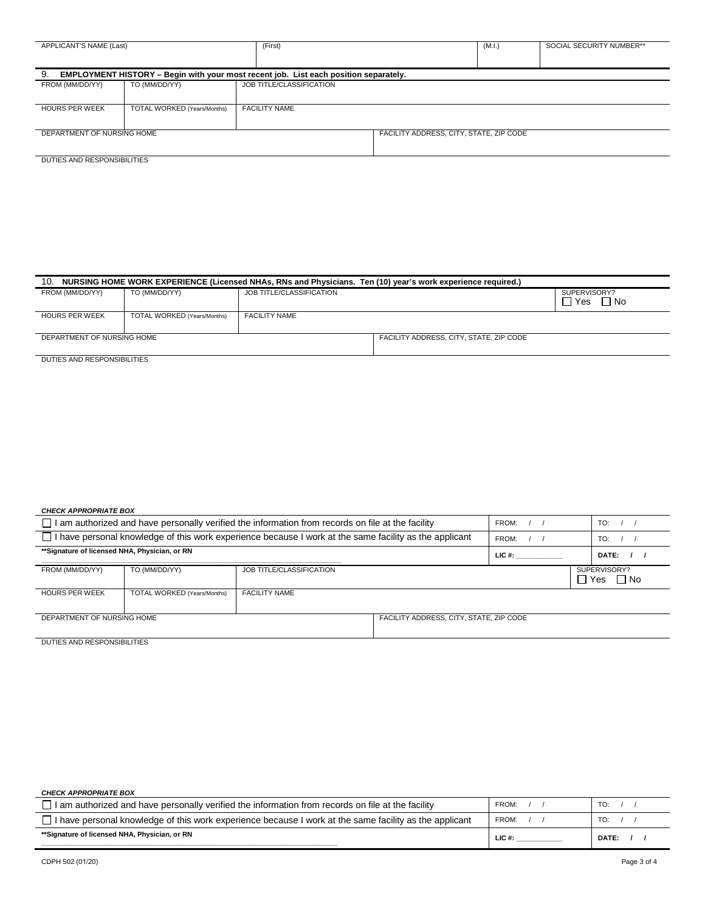| APPLICANT'S NAME (Last) | (First) | (M.I.) | SOCIAL SECURITY NUMBER** |
|---|---|---|---|
| | | | |

## 9. EMPLOYMENT HISTORY – Begin with your most recent job. List each position separately.

| FROM (MM/DD/YY) | TO (MM/DD/YY) | JOB TITLE/CLASSIFICATION | |
|---|---|---|---|
| HOURS PER WEEK | TOTAL WORKED (Years/Months) | FACILITY NAME | |
| DEPARTMENT OF NURSING HOME | | | FACILITY ADDRESS, CITY, STATE, ZIP CODE |
| DUTIES AND RESPONSIBILITIES | | | |

## 10. NURSING HOME WORK EXPERIENCE (Licensed NHAs, RNs and Physicians. Ten (10) year's work experience required.)

| FROM (MM/DD/YY) | TO (MM/DD/YY) | JOB TITLE/CLASSIFICATION | | SUPERVISORY? ☐ Yes ☐ No |
|---|---|---|---|---|
| HOURS PER WEEK | TOTAL WORKED (Years/Months) | FACILITY NAME | | |
| DEPARTMENT OF NURSING HOME | | | FACILITY ADDRESS, CITY, STATE, ZIP CODE | |
| DUTIES AND RESPONSIBILITIES | | | | |

***CHECK APPROPRIATE BOX***

| | | |
|---|---|---|
| ☐ I am authorized and have personally verified the information from records on file at the facility | FROM: / / | TO: / / |
| ☐ I have personal knowledge of this work experience because I work at the same facility as the applicant | FROM: / / | TO: / / |
| **Signature of licensed NHA, Physician, or RN | LIC #: ___________ | DATE: / / |

| FROM (MM/DD/YY) | TO (MM/DD/YY) | JOB TITLE/CLASSIFICATION | | SUPERVISORY? ☐ Yes ☐ No |
|---|---|---|---|---|
| HOURS PER WEEK | TOTAL WORKED (Years/Months) | FACILITY NAME | | |
| DEPARTMENT OF NURSING HOME | | | FACILITY ADDRESS, CITY, STATE, ZIP CODE | |
| DUTIES AND RESPONSIBILITIES | | | | |

***CHECK APPROPRIATE BOX***

| | | |
|---|---|---|
| ☐ I am authorized and have personally verified the information from records on file at the facility | FROM: / / | TO: / / |
| ☐ I have personal knowledge of this work experience because I work at the same facility as the applicant | FROM: / / | TO: / / |
| **Signature of licensed NHA, Physician, or RN | LIC #: ___________ | DATE: / / |

CDPH 502 (01/20)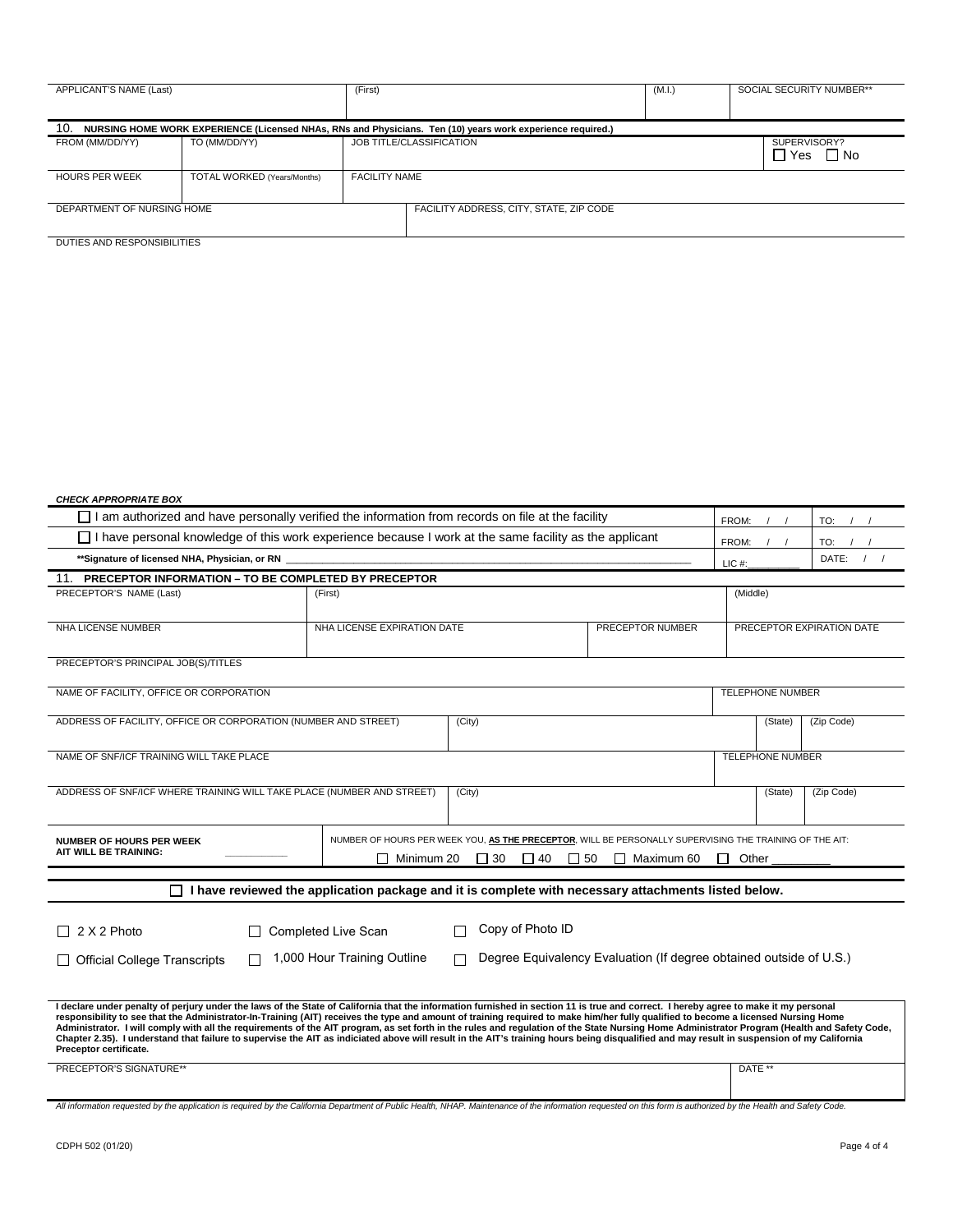| APPLICANT'S NAME (Last) | (First) | (M.I.) | SOCIAL SECURITY NUMBER** |
|---|---|---|---|
| | | | |

**10. NURSING HOME WORK EXPERIENCE (Licensed NHAs, RNs and Physicians. Ten (10) years work experience required.)**

| FROM (MM/DD/YY) | TO (MM/DD/YY) | JOB TITLE/CLASSIFICATION | SUPERVISORY? ☐ Yes ☐ No |
|---|---|---|---|
| HOURS PER WEEK | TOTAL WORKED (Years/Months) | FACILITY NAME | |
| DEPARTMENT OF NURSING HOME | | FACILITY ADDRESS, CITY, STATE, ZIP CODE | |

DUTIES AND RESPONSIBILITIES

***CHECK APPROPRIATE BOX***

| | | |
|---|---|---|
| ☐ I am authorized and have personally verified the information from records on file at the facility | FROM: / / | TO: / / |
| ☐ I have personal knowledge of this work experience because I work at the same facility as the applicant | FROM: / / | TO: / / |
| **\*\*Signature of licensed NHA, Physician, or RN** ____________________ | LIC #:________ | DATE: / / |

**11. PRECEPTOR INFORMATION – TO BE COMPLETED BY PRECEPTOR**

| PRECEPTOR'S NAME (Last) | (First) | | (Middle) |
|---|---|---|---|
| NHA LICENSE NUMBER | NHA LICENSE EXPIRATION DATE | PRECEPTOR NUMBER | PRECEPTOR EXPIRATION DATE |

PRECEPTOR'S PRINCIPAL JOB(S)/TITLES

| NAME OF FACILITY, OFFICE OR CORPORATION | | | TELEPHONE NUMBER |
|---|---|---|---|
| ADDRESS OF FACILITY, OFFICE OR CORPORATION (NUMBER AND STREET) | (City) | (State) | (Zip Code) |
| NAME OF SNF/ICF TRAINING WILL TAKE PLACE | | | TELEPHONE NUMBER |
| ADDRESS OF SNF/ICF WHERE TRAINING WILL TAKE PLACE (NUMBER AND STREET) | (City) | (State) | (Zip Code) |

**NUMBER OF HOURS PER WEEK AIT WILL BE TRAINING:** ________

NUMBER OF HOURS PER WEEK YOU, **AS THE PRECEPTOR**, WILL BE PERSONALLY SUPERVISING THE TRAINING OF THE AIT:
☐ Minimum 20 ☐ 30 ☐ 40 ☐ 50 ☐ Maximum 60 ☐ Other ________

☐ **I have reviewed the application package and it is complete with necessary attachments listed below.**

☐ 2 X 2 Photo ☐ Completed Live Scan ☐ Copy of Photo ID

☐ Official College Transcripts ☐ 1,000 Hour Training Outline ☐ Degree Equivalency Evaluation (If degree obtained outside of U.S.)

**I declare under penalty of perjury under the laws of the State of California that the information furnished in section 11 is true and correct. I hereby agree to make it my personal responsibility to see that the Administrator-In-Training (AIT) receives the type and amount of training required to make him/her fully qualified to become a licensed Nursing Home Administrator. I will comply with all the requirements of the AIT program, as set forth in the rules and regulation of the State Nursing Home Administrator Program (Health and Safety Code, Chapter 2.35). I understand that failure to supervise the AIT as indiciated above will result in the AIT's training hours being disqualified and may result in suspension of my California Preceptor certificate.**

| PRECEPTOR'S SIGNATURE** | DATE ** |
|---|---|
| | |

*All information requested by the application is required by the California Department of Public Health, NHAP. Maintenance of the information requested on this form is authorized by the Health and Safety Code.*

CDPH 502 (01/20)